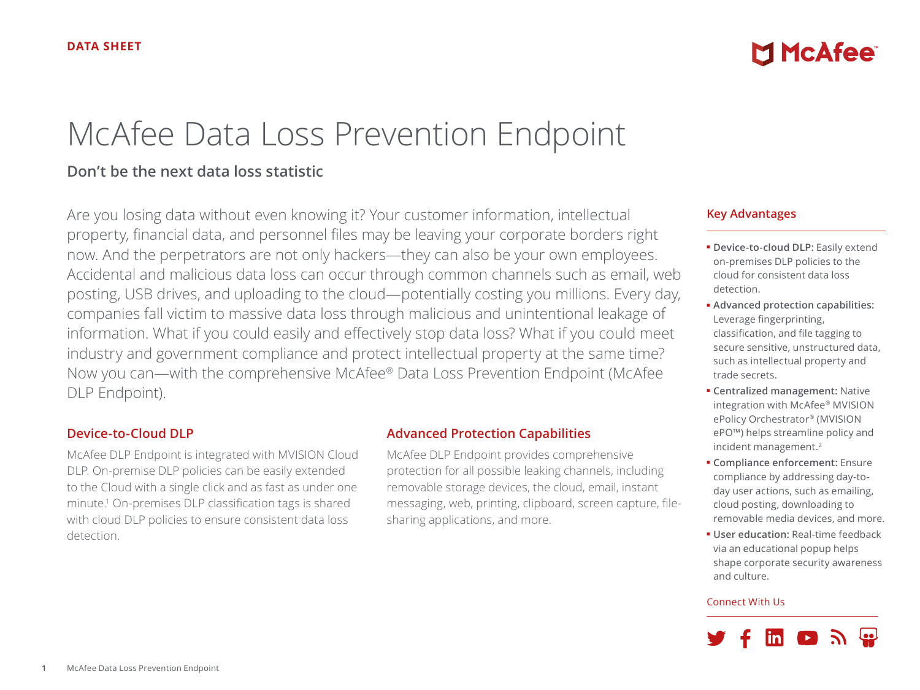DATA SHEET

# McAfee Data Loss Prevention Endpoint

**Don't be the next data loss statistic**

Are you losing data without even knowing it? Your customer information, intellectual property, financial data, and personnel files may be leaving your corporate borders right now. And the perpetrators are not only hackers—they can also be your own employees. Accidental and malicious data loss can occur through common channels such as email, web posting, USB drives, and uploading to the cloud—potentially costing you millions. Every day, companies fall victim to massive data loss through malicious and unintentional leakage of information. What if you could easily and effectively stop data loss? What if you could meet industry and government compliance and protect intellectual property at the same time? Now you can—with the comprehensive McAfee® Data Loss Prevention Endpoint (McAfee DLP Endpoint).

## Device-to-Cloud DLP

McAfee DLP Endpoint is integrated with MVISION Cloud DLP. On-premise DLP policies can be easily extended to the Cloud with a single click and as fast as under one minute.[1] On-premises DLP classification tags is shared with cloud DLP policies to ensure consistent data loss detection.

## Advanced Protection Capabilities

McAfee DLP Endpoint provides comprehensive protection for all possible leaking channels, including removable storage devices, the cloud, email, instant messaging, web, printing, clipboard, screen capture, file-sharing applications, and more.

## Key Advantages

- **Device-to-cloud DLP:** Easily extend on-premises DLP policies to the cloud for consistent data loss detection.
- **Advanced protection capabilities:** Leverage fingerprinting, classification, and file tagging to secure sensitive, unstructured data, such as intellectual property and trade secrets.
- **Centralized management:** Native integration with McAfee® MVISION ePolicy Orchestrator® (MVISION ePO™) helps streamline policy and incident management.[2]
- **Compliance enforcement:** Ensure compliance by addressing day-to-day user actions, such as emailing, cloud posting, downloading to removable media devices, and more.
- **User education:** Real-time feedback via an educational popup helps shape corporate security awareness and culture.

Connect With Us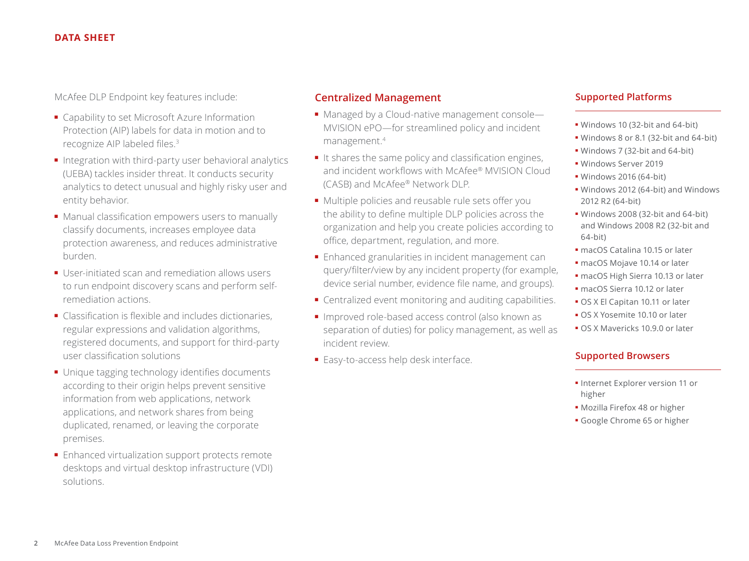McAfee DLP Endpoint key features include:

- Capability to set Microsoft Azure Information Protection (AIP) labels for data in motion and to recognize AIP labeled files.[3]
- Integration with third-party user behavioral analytics (UEBA) tackles insider threat. It conducts security analytics to detect unusual and highly risky user and entity behavior.
- Manual classification empowers users to manually classify documents, increases employee data protection awareness, and reduces administrative burden.
- User-initiated scan and remediation allows users to run endpoint discovery scans and perform self-remediation actions.
- Classification is flexible and includes dictionaries, regular expressions and validation algorithms, registered documents, and support for third-party user classification solutions
- Unique tagging technology identifies documents according to their origin helps prevent sensitive information from web applications, network applications, and network shares from being duplicated, renamed, or leaving the corporate premises.
- Enhanced virtualization support protects remote desktops and virtual desktop infrastructure (VDI) solutions.

## Centralized Management

- Managed by a Cloud-native management console—MVISION ePO—for streamlined policy and incident management.[4]
- It shares the same policy and classification engines, and incident workflows with McAfee® MVISION Cloud (CASB) and McAfee® Network DLP.
- Multiple policies and reusable rule sets offer you the ability to define multiple DLP policies across the organization and help you create policies according to office, department, regulation, and more.
- Enhanced granularities in incident management can query/filter/view by any incident property (for example, device serial number, evidence file name, and groups).
- Centralized event monitoring and auditing capabilities.
- Improved role-based access control (also known as separation of duties) for policy management, as well as incident review.
- Easy-to-access help desk interface.

## Supported Platforms

- Windows 10 (32-bit and 64-bit)
- Windows 8 or 8.1 (32-bit and 64-bit)
- Windows 7 (32-bit and 64-bit)
- Windows Server 2019
- Windows 2016 (64-bit)
- Windows 2012 (64-bit) and Windows 2012 R2 (64-bit)
- Windows 2008 (32-bit and 64-bit) and Windows 2008 R2 (32-bit and 64-bit)
- macOS Catalina 10.15 or later
- macOS Mojave 10.14 or later
- macOS High Sierra 10.13 or later
- macOS Sierra 10.12 or later
- OS X El Capitan 10.11 or later
- OS X Yosemite 10.10 or later
- OS X Mavericks 10.9.0 or later

## Supported Browsers

- Internet Explorer version 11 or higher
- Mozilla Firefox 48 or higher
- Google Chrome 65 or higher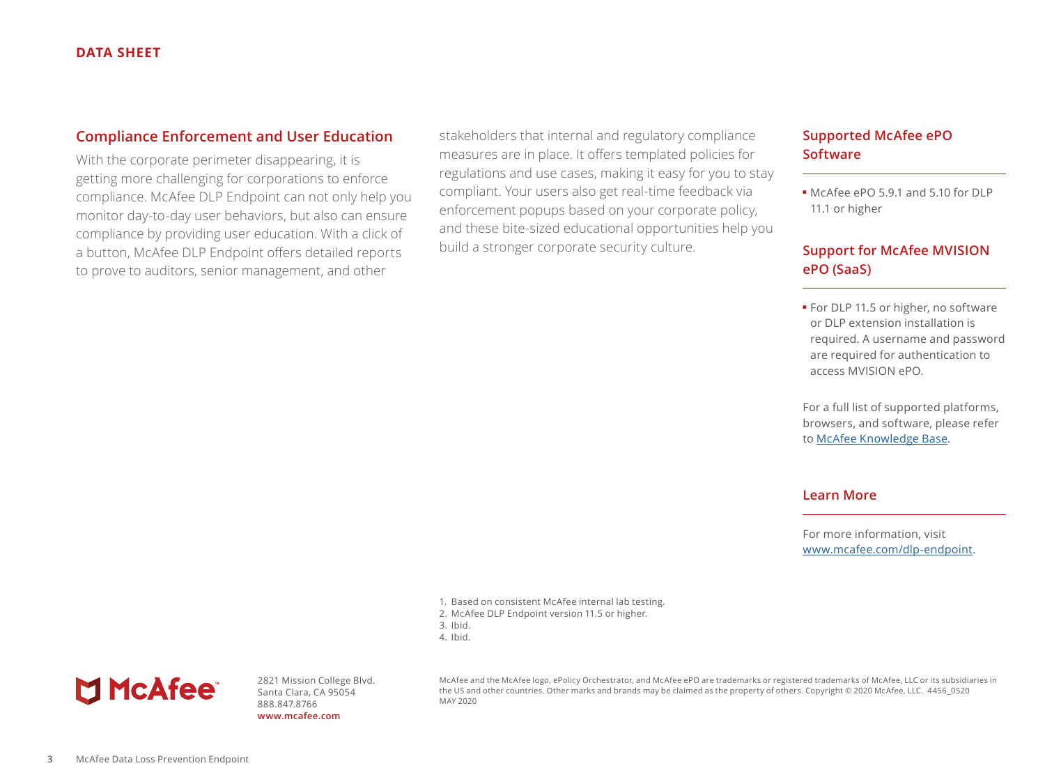## Compliance Enforcement and User Education

With the corporate perimeter disappearing, it is getting more challenging for corporations to enforce compliance. McAfee DLP Endpoint can not only help you monitor day-to-day user behaviors, but also can ensure compliance by providing user education. With a click of a button, McAfee DLP Endpoint offers detailed reports to prove to auditors, senior management, and other stakeholders that internal and regulatory compliance measures are in place. It offers templated policies for regulations and use cases, making it easy for you to stay compliant. Your users also get real-time feedback via enforcement popups based on your corporate policy, and these bite-sized educational opportunities help you build a stronger corporate security culture.

## Supported McAfee ePO Software

- McAfee ePO 5.9.1 and 5.10 for DLP 11.1 or higher

## Support for McAfee MVISION ePO (SaaS)

- For DLP 11.5 or higher, no software or DLP extension installation is required. A username and password are required for authentication to access MVISION ePO.

For a full list of supported platforms, browsers, and software, please refer to McAfee Knowledge Base.

## Learn More

For more information, visit www.mcafee.com/dlp-endpoint.

1. Based on consistent McAfee internal lab testing.
2. McAfee DLP Endpoint version 11.5 or higher.
3. Ibid.
4. Ibid.

McAfee

2821 Mission College Blvd.
Santa Clara, CA 95054
888.847.8766
www.mcafee.com

McAfee and the McAfee logo, ePolicy Orchestrator, and McAfee ePO are trademarks or registered trademarks of McAfee, LLC or its subsidiaries in the US and other countries. Other marks and brands may be claimed as the property of others. Copyright © 2020 McAfee, LLC. 4456_0520
MAY 2020